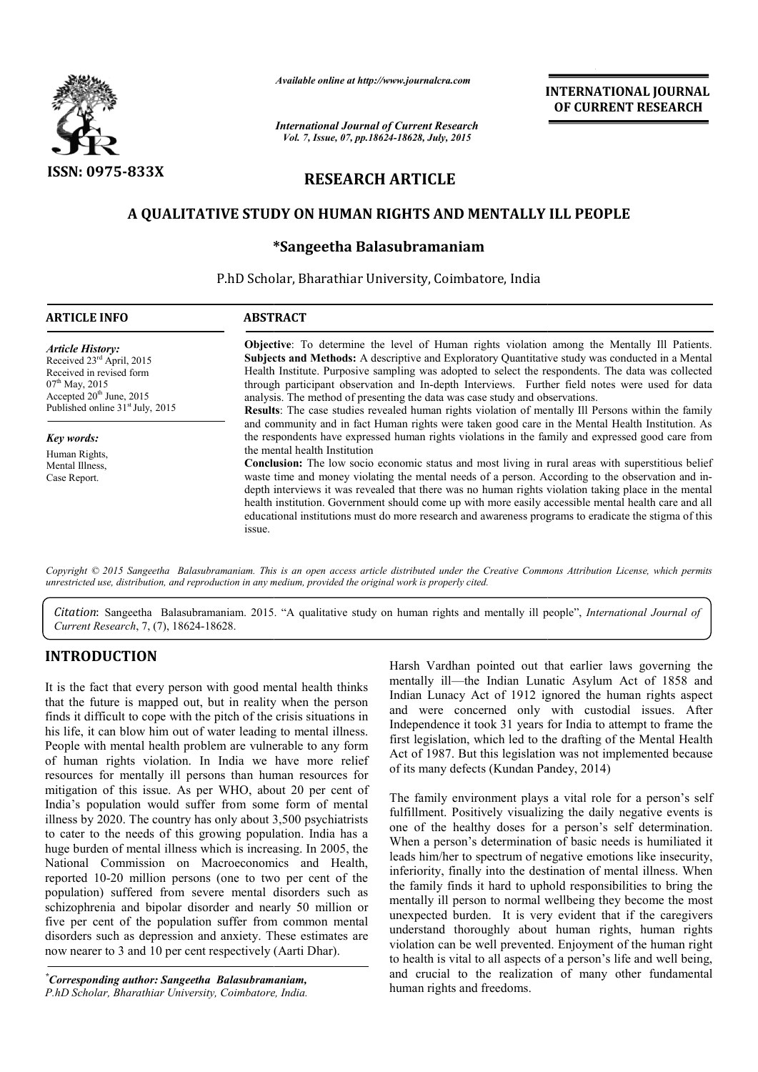# RESEARCH ARTICLE

## A QUALITATIVE STUDY ON HUMAN RIGHTS AND MENTALLY ILL PEOPLE

**\*Sangeetha Balasubramaniam**

P.hD Scholar, Bharathiar University, Coimbatore, India

**ARTICLE INFO**

*Article History:*
Received 23rd April, 2015
Received in revised form
07th May, 2015
Accepted 20th June, 2015
Published online 31st July, 2015

*Key words:*
Human Rights,
Mental Illness,
Case Report.

**ABSTRACT**

**Objective**: To determine the level of Human rights violation among the Mentally Ill Patients.
**Subjects and Methods:** A descriptive and Exploratory Quantitative study was conducted in a Mental Health Institute. Purposive sampling was adopted to select the respondents. The data was collected through participant observation and In-depth Interviews. Further field notes were used for data analysis. The method of presenting the data was case study and observations.
**Results**: The case studies revealed human rights violation of mentally Ill Persons within the family and community and in fact Human rights were taken good care in the Mental Health Institution. As the respondents have expressed human rights violations in the family and expressed good care from the mental health Institution
**Conclusion:** The low socio economic status and most living in rural areas with superstitious belief waste time and money violating the mental needs of a person. According to the observation and in-depth interviews it was revealed that there was no human rights violation taking place in the mental health institution. Government should come up with more easily accessible mental health care and all educational institutions must do more research and awareness programs to eradicate the stigma of this issue.

*Copyright © 2015 Sangeetha Balasubramaniam. This is an open access article distributed under the Creative Commons Attribution License, which permits unrestricted use, distribution, and reproduction in any medium, provided the original work is properly cited.*

*Citation*: Sangeetha Balasubramaniam. 2015. "A qualitative study on human rights and mentally ill people", *International Journal of Current Research*, 7, (7), 18624-18628.

## INTRODUCTION

It is the fact that every person with good mental health thinks that the future is mapped out, but in reality when the person finds it difficult to cope with the pitch of the crisis situations in his life, it can blow him out of water leading to mental illness. People with mental health problem are vulnerable to any form of human rights violation. In India we have more relief resources for mentally ill persons than human resources for mitigation of this issue. As per WHO, about 20 per cent of India's population would suffer from some form of mental illness by 2020. The country has only about 3,500 psychiatrists to cater to the needs of this growing population. India has a huge burden of mental illness which is increasing. In 2005, the National Commission on Macroeconomics and Health, reported 10-20 million persons (one to two per cent of the population) suffered from severe mental disorders such as schizophrenia and bipolar disorder and nearly 50 million or five per cent of the population suffer from common mental disorders such as depression and anxiety. These estimates are now nearer to 3 and 10 per cent respectively (Aarti Dhar).

Harsh Vardhan pointed out that earlier laws governing the mentally ill—the Indian Lunatic Asylum Act of 1858 and Indian Lunacy Act of 1912 ignored the human rights aspect and were concerned only with custodial issues. After Independence it took 31 years for India to attempt to frame the first legislation, which led to the drafting of the Mental Health Act of 1987. But this legislation was not implemented because of its many defects (Kundan Pandey, 2014)

The family environment plays a vital role for a person's self fulfillment. Positively visualizing the daily negative events is one of the healthy doses for a person's self determination. When a person's determination of basic needs is humiliated it leads him/her to spectrum of negative emotions like insecurity, inferiority, finally into the destination of mental illness. When the family finds it hard to uphold responsibilities to bring the mentally ill person to normal wellbeing they become the most unexpected burden. It is very evident that if the caregivers understand thoroughly about human rights, human rights violation can be well prevented. Enjoyment of the human right to health is vital to all aspects of a person's life and well being, and crucial to the realization of many other fundamental human rights and freedoms.

\**Corresponding author: Sangeetha Balasubramaniam,*
*P.hD Scholar, Bharathiar University, Coimbatore, India.*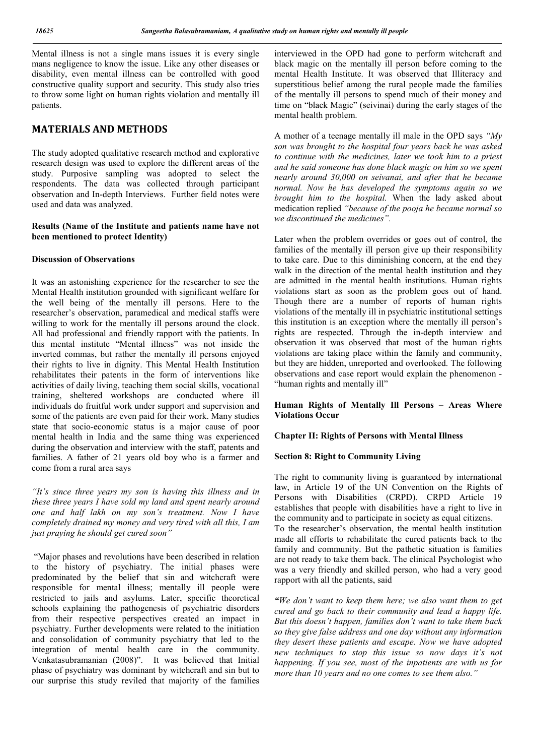Mental illness is not a single mans issues it is every single mans negligence to know the issue. Like any other diseases or disability, even mental illness can be controlled with good constructive quality support and security. This study also tries to throw some light on human rights violation and mentally ill patients.

## MATERIALS AND METHODS

The study adopted qualitative research method and explorative research design was used to explore the different areas of the study. Purposive sampling was adopted to select the respondents. The data was collected through participant observation and In-depth Interviews. Further field notes were used and data was analyzed.

### Results (Name of the Institute and patients name have not been mentioned to protect Identity)

### Discussion of Observations

It was an astonishing experience for the researcher to see the Mental Health institution grounded with significant welfare for the well being of the mentally ill persons. Here to the researcher's observation, paramedical and medical staffs were willing to work for the mentally ill persons around the clock. All had professional and friendly rapport with the patients. In this mental institute "Mental illness" was not inside the inverted commas, but rather the mentally ill persons enjoyed their rights to live in dignity. This Mental Health Institution rehabilitates their patents in the form of interventions like activities of daily living, teaching them social skills, vocational training, sheltered workshops are conducted where ill individuals do fruitful work under support and supervision and some of the patients are even paid for their work. Many studies state that socio-economic status is a major cause of poor mental health in India and the same thing was experienced during the observation and interview with the staff, patents and families. A father of 21 years old boy who is a farmer and come from a rural area says

*"It's since three years my son is having this illness and in these three years I have sold my land and spent nearly around one and half lakh on my son's treatment. Now I have completely drained my money and very tired with all this, I am just praying he should get cured soon"*

"Major phases and revolutions have been described in relation to the history of psychiatry. The initial phases were predominated by the belief that sin and witchcraft were responsible for mental illness; mentally ill people were restricted to jails and asylums. Later, specific theoretical schools explaining the pathogenesis of psychiatric disorders from their respective perspectives created an impact in psychiatry. Further developments were related to the initiation and consolidation of community psychiatry that led to the integration of mental health care in the community. Venkatasubramanian (2008)". It was believed that Initial phase of psychiatry was dominant by witchcraft and sin but to our surprise this study reviled that majority of the families interviewed in the OPD had gone to perform witchcraft and black magic on the mentally ill person before coming to the mental Health Institute. It was observed that Illiteracy and superstitious belief among the rural people made the families of the mentally ill persons to spend much of their money and time on "black Magic" (seivinai) during the early stages of the mental health problem.

A mother of a teenage mentally ill male in the OPD says *"My son was brought to the hospital four years back he was asked to continue with the medicines, later we took him to a priest and he said someone has done black magic on him so we spent nearly around 30,000 on seivanai, and after that he became normal. Now he has developed the symptoms again so we brought him to the hospital.* When the lady asked about medication replied *"because of the pooja he became normal so we discontinued the medicines".*

Later when the problem overrides or goes out of control, the families of the mentally ill person give up their responsibility to take care. Due to this diminishing concern, at the end they walk in the direction of the mental health institution and they are admitted in the mental health institutions. Human rights violations start as soon as the problem goes out of hand. Though there are a number of reports of human rights violations of the mentally ill in psychiatric institutional settings this institution is an exception where the mentally ill person's rights are respected. Through the in-depth interview and observation it was observed that most of the human rights violations are taking place within the family and community, but they are hidden, unreported and overlooked. The following observations and case report would explain the phenomenon - "human rights and mentally ill"

### Human Rights of Mentally Ill Persons – Areas Where Violations Occur

#### Chapter II: Rights of Persons with Mental Illness

#### Section 8: Right to Community Living

The right to community living is guaranteed by international law, in Article 19 of the UN Convention on the Rights of Persons with Disabilities (CRPD). CRPD Article 19 establishes that people with disabilities have a right to live in the community and to participate in society as equal citizens.

To the researcher's observation, the mental health institution made all efforts to rehabilitate the cured patients back to the family and community. But the pathetic situation is families are not ready to take them back. The clinical Psychologist who was a very friendly and skilled person, who had a very good rapport with all the patients, said

***"****We don't want to keep them here; we also want them to get cured and go back to their community and lead a happy life. But this doesn't happen, families don't want to take them back so they give false address and one day without any information they desert these patients and escape. Now we have adopted new techniques to stop this issue so now days it's not happening. If you see, most of the inpatients are with us for more than 10 years and no one comes to see them also."*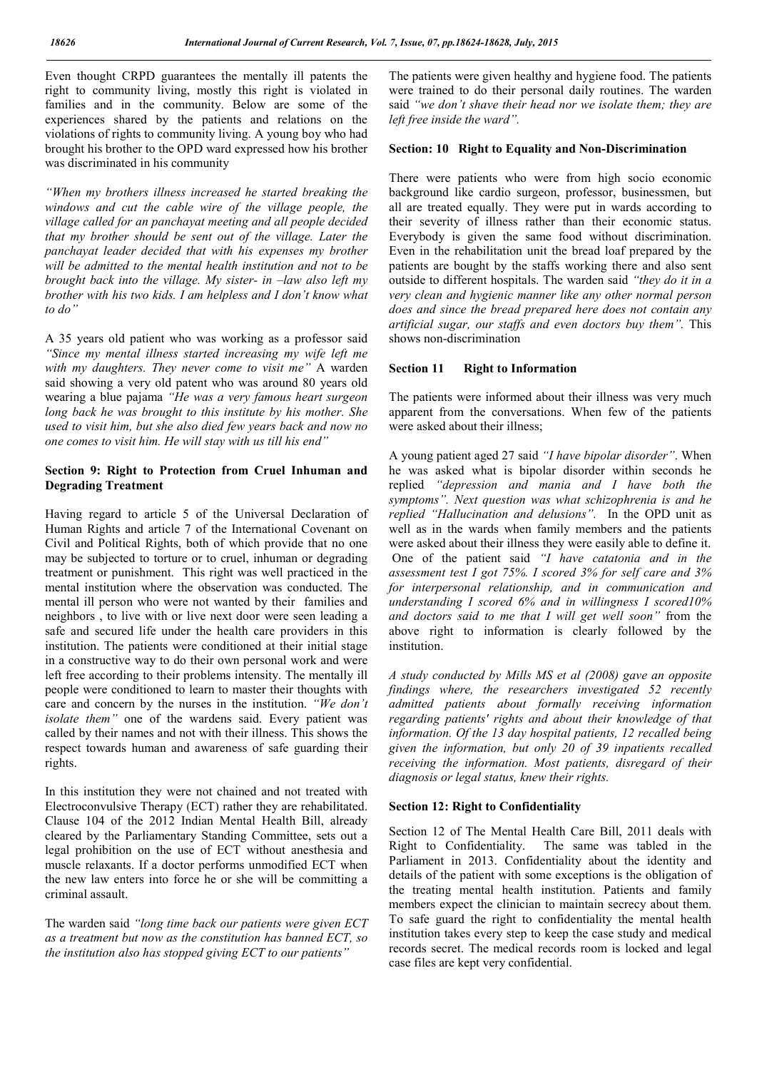Even thought CRPD guarantees the mentally ill patents the right to community living, mostly this right is violated in families and in the community. Below are some of the experiences shared by the patients and relations on the violations of rights to community living. A young boy who had brought his brother to the OPD ward expressed how his brother was discriminated in his community

*"When my brothers illness increased he started breaking the windows and cut the cable wire of the village people, the village called for an panchayat meeting and all people decided that my brother should be sent out of the village. Later the panchayat leader decided that with his expenses my brother will be admitted to the mental health institution and not to be brought back into the village. My sister- in –law also left my brother with his two kids. I am helpless and I don't know what to do"*

A 35 years old patient who was working as a professor said *"Since my mental illness started increasing my wife left me with my daughters. They never come to visit me"* A warden said showing a very old patent who was around 80 years old wearing a blue pajama *"He was a very famous heart surgeon long back he was brought to this institute by his mother. She used to visit him, but she also died few years back and now no one comes to visit him. He will stay with us till his end"*

### Section 9: Right to Protection from Cruel Inhuman and Degrading Treatment

Having regard to article 5 of the Universal Declaration of Human Rights and article 7 of the International Covenant on Civil and Political Rights, both of which provide that no one may be subjected to torture or to cruel, inhuman or degrading treatment or punishment. This right was well practiced in the mental institution where the observation was conducted. The mental ill person who were not wanted by their families and neighbors , to live with or live next door were seen leading a safe and secured life under the health care providers in this institution. The patients were conditioned at their initial stage in a constructive way to do their own personal work and were left free according to their problems intensity. The mentally ill people were conditioned to learn to master their thoughts with care and concern by the nurses in the institution. *"We don't isolate them"* one of the wardens said. Every patient was called by their names and not with their illness. This shows the respect towards human and awareness of safe guarding their rights.

In this institution they were not chained and not treated with Electroconvulsive Therapy (ECT) rather they are rehabilitated. Clause 104 of the 2012 Indian Mental Health Bill, already cleared by the Parliamentary Standing Committee, sets out a legal prohibition on the use of ECT without anesthesia and muscle relaxants. If a doctor performs unmodified ECT when the new law enters into force he or she will be committing a criminal assault.

The warden said *"long time back our patients were given ECT as a treatment but now as the constitution has banned ECT, so the institution also has stopped giving ECT to our patients"*

The patients were given healthy and hygiene food. The patients were trained to do their personal daily routines. The warden said *"we don't shave their head nor we isolate them; they are left free inside the ward".*

### Section: 10 Right to Equality and Non-Discrimination

There were patients who were from high socio economic background like cardio surgeon, professor, businessmen, but all are treated equally. They were put in wards according to their severity of illness rather than their economic status. Everybody is given the same food without discrimination. Even in the rehabilitation unit the bread loaf prepared by the patients are bought by the staffs working there and also sent outside to different hospitals. The warden said *"they do it in a very clean and hygienic manner like any other normal person does and since the bread prepared here does not contain any artificial sugar, our staffs and even doctors buy them".* This shows non-discrimination

### Section 11 Right to Information

The patients were informed about their illness was very much apparent from the conversations. When few of the patients were asked about their illness;

A young patient aged 27 said *"I have bipolar disorder"*. When he was asked what is bipolar disorder within seconds he replied *"depression and mania and I have both the symptoms". Next question was what schizophrenia is and he replied "Hallucination and delusions".* In the OPD unit as well as in the wards when family members and the patients were asked about their illness they were easily able to define it. One of the patient said *"I have catatonia and in the assessment test I got 75%. I scored 3% for self care and 3% for interpersonal relationship, and in communication and understanding I scored 6% and in willingness I scored10% and doctors said to me that I will get well soon"* from the above right to information is clearly followed by the institution.

*A study conducted by Mills MS et al (2008) gave an opposite findings where, the researchers investigated 52 recently admitted patients about formally receiving information regarding patients' rights and about their knowledge of that information. Of the 13 day hospital patients, 12 recalled being given the information, but only 20 of 39 inpatients recalled receiving the information. Most patients, disregard of their diagnosis or legal status, knew their rights.*

### Section 12: Right to Confidentiality

Section 12 of The Mental Health Care Bill, 2011 deals with Right to Confidentiality. The same was tabled in the Parliament in 2013. Confidentiality about the identity and details of the patient with some exceptions is the obligation of the treating mental health institution. Patients and family members expect the clinician to maintain secrecy about them. To safe guard the right to confidentiality the mental health institution takes every step to keep the case study and medical records secret. The medical records room is locked and legal case files are kept very confidential.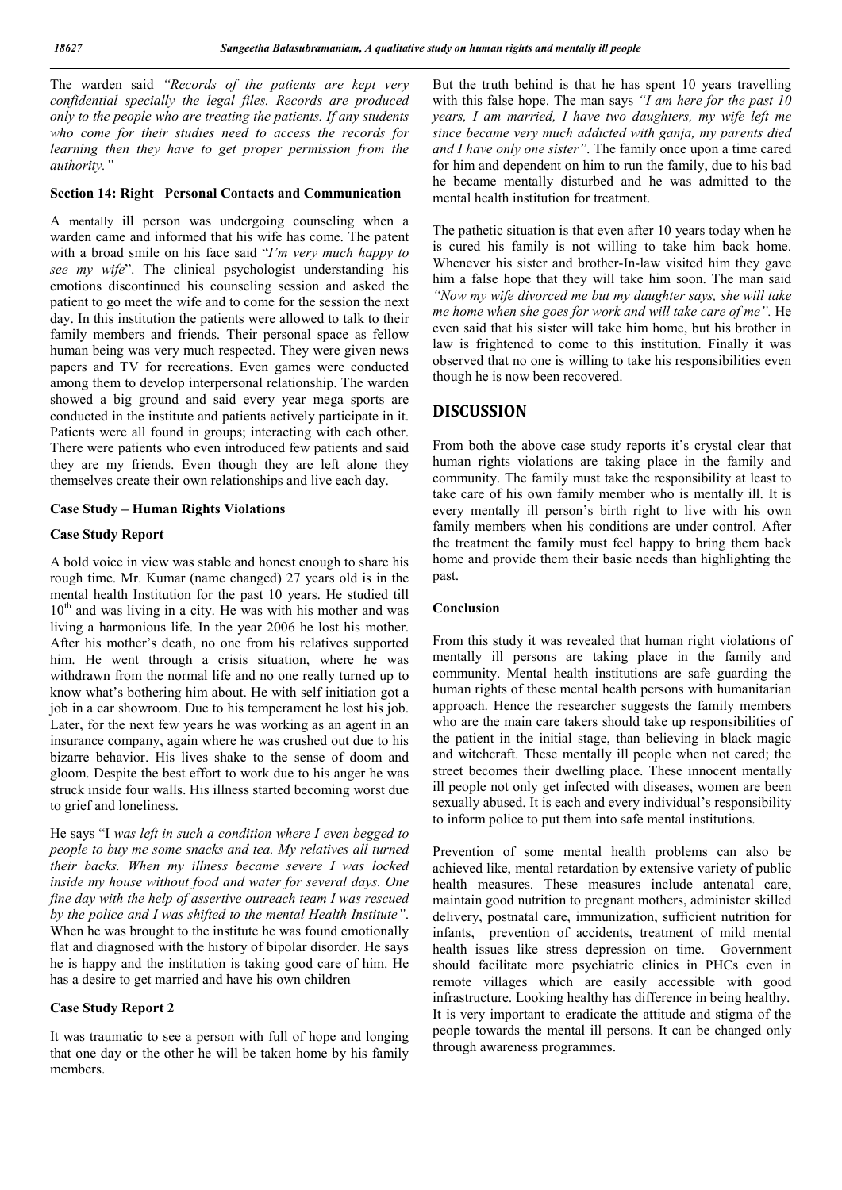The warden said *"Records of the patients are kept very confidential specially the legal files. Records are produced only to the people who are treating the patients. If any students who come for their studies need to access the records for learning then they have to get proper permission from the authority."*

### Section 14: Right Personal Contacts and Communication

A mentally ill person was undergoing counseling when a warden came and informed that his wife has come. The patent with a broad smile on his face said "*I'm very much happy to see my wife*". The clinical psychologist understanding his emotions discontinued his counseling session and asked the patient to go meet the wife and to come for the session the next day. In this institution the patients were allowed to talk to their family members and friends. Their personal space as fellow human being was very much respected. They were given news papers and TV for recreations. Even games were conducted among them to develop interpersonal relationship. The warden showed a big ground and said every year mega sports are conducted in the institute and patients actively participate in it. Patients were all found in groups; interacting with each other. There were patients who even introduced few patients and said they are my friends. Even though they are left alone they themselves create their own relationships and live each day.

### Case Study – Human Rights Violations

### Case Study Report

A bold voice in view was stable and honest enough to share his rough time. Mr. Kumar (name changed) 27 years old is in the mental health Institution for the past 10 years. He studied till 10[th] and was living in a city. He was with his mother and was living a harmonious life. In the year 2006 he lost his mother. After his mother's death, no one from his relatives supported him. He went through a crisis situation, where he was withdrawn from the normal life and no one really turned up to know what's bothering him about. He with self initiation got a job in a car showroom. Due to his temperament he lost his job. Later, for the next few years he was working as an agent in an insurance company, again where he was crushed out due to his bizarre behavior. His lives shake to the sense of doom and gloom. Despite the best effort to work due to his anger he was struck inside four walls. His illness started becoming worst due to grief and loneliness.

He says "I *was left in such a condition where I even begged to people to buy me some snacks and tea. My relatives all turned their backs. When my illness became severe I was locked inside my house without food and water for several days. One fine day with the help of assertive outreach team I was rescued by the police and I was shifted to the mental Health Institute"*. When he was brought to the institute he was found emotionally flat and diagnosed with the history of bipolar disorder. He says he is happy and the institution is taking good care of him. He has a desire to get married and have his own children

### Case Study Report 2

It was traumatic to see a person with full of hope and longing that one day or the other he will be taken home by his family members.

But the truth behind is that he has spent 10 years travelling with this false hope. The man says *"I am here for the past 10 years, I am married, I have two daughters, my wife left me since became very much addicted with ganja, my parents died and I have only one sister"*. The family once upon a time cared for him and dependent on him to run the family, due to his bad he became mentally disturbed and he was admitted to the mental health institution for treatment.

The pathetic situation is that even after 10 years today when he is cured his family is not willing to take him back home. Whenever his sister and brother-In-law visited him they gave him a false hope that they will take him soon. The man said *"Now my wife divorced me but my daughter says, she will take me home when she goes for work and will take care of me"*. He even said that his sister will take him home, but his brother in law is frightened to come to this institution. Finally it was observed that no one is willing to take his responsibilities even though he is now been recovered.

## DISCUSSION

From both the above case study reports it's crystal clear that human rights violations are taking place in the family and community. The family must take the responsibility at least to take care of his own family member who is mentally ill. It is every mentally ill person's birth right to live with his own family members when his conditions are under control. After the treatment the family must feel happy to bring them back home and provide them their basic needs than highlighting the past.

### Conclusion

From this study it was revealed that human right violations of mentally ill persons are taking place in the family and community. Mental health institutions are safe guarding the human rights of these mental health persons with humanitarian approach. Hence the researcher suggests the family members who are the main care takers should take up responsibilities of the patient in the initial stage, than believing in black magic and witchcraft. These mentally ill people when not cared; the street becomes their dwelling place. These innocent mentally ill people not only get infected with diseases, women are been sexually abused. It is each and every individual's responsibility to inform police to put them into safe mental institutions.

Prevention of some mental health problems can also be achieved like, mental retardation by extensive variety of public health measures. These measures include antenatal care, maintain good nutrition to pregnant mothers, administer skilled delivery, postnatal care, immunization, sufficient nutrition for infants, prevention of accidents, treatment of mild mental health issues like stress depression on time. Government should facilitate more psychiatric clinics in PHCs even in remote villages which are easily accessible with good infrastructure. Looking healthy has difference in being healthy. It is very important to eradicate the attitude and stigma of the people towards the mental ill persons. It can be changed only through awareness programmes.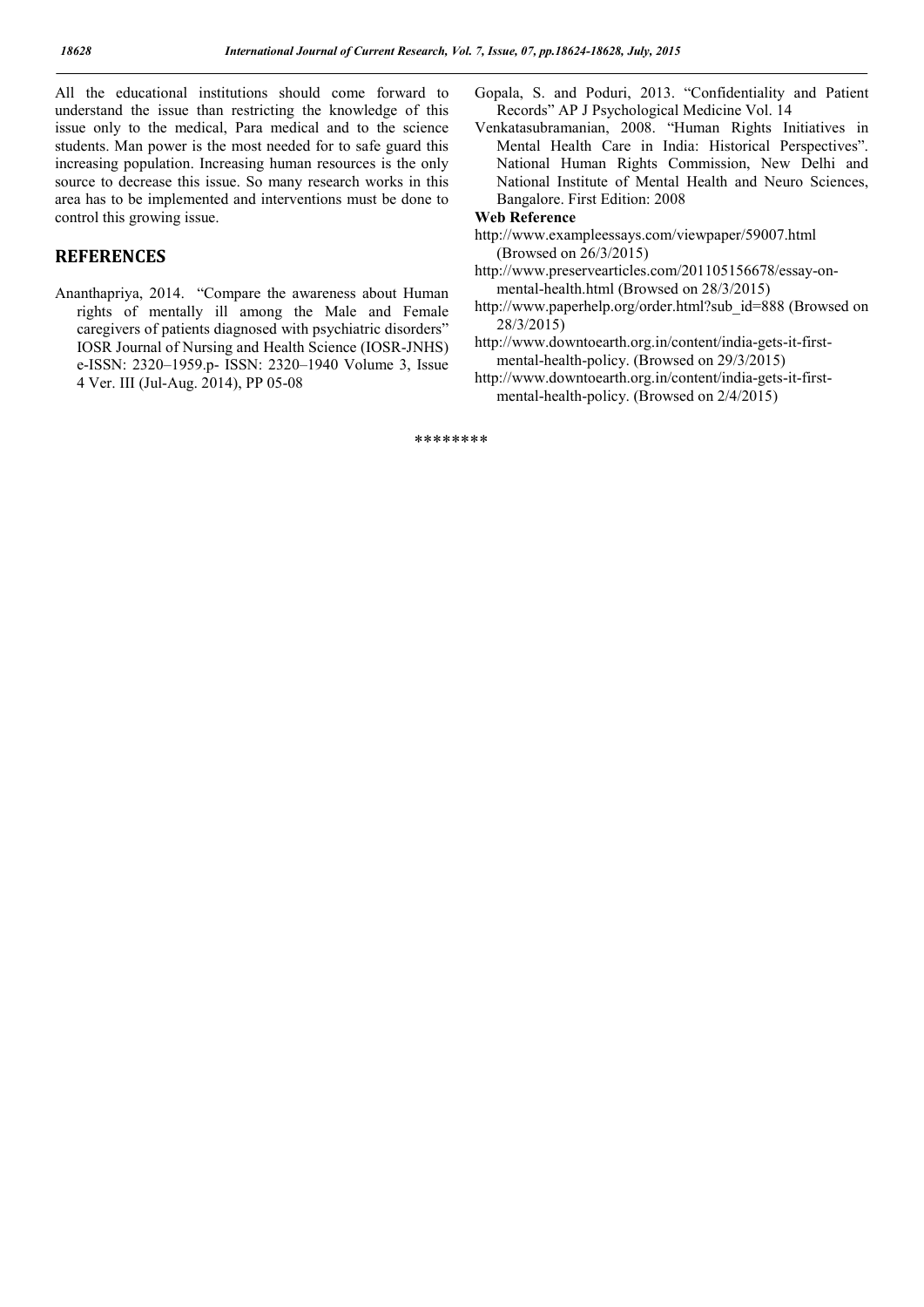All the educational institutions should come forward to understand the issue than restricting the knowledge of this issue only to the medical, Para medical and to the science students. Man power is the most needed for to safe guard this increasing population. Increasing human resources is the only source to decrease this issue. So many research works in this area has to be implemented and interventions must be done to control this growing issue.

## REFERENCES

Ananthapriya, 2014. "Compare the awareness about Human rights of mentally ill among the Male and Female caregivers of patients diagnosed with psychiatric disorders" IOSR Journal of Nursing and Health Science (IOSR-JNHS) e-ISSN: 2320–1959.p- ISSN: 2320–1940 Volume 3, Issue 4 Ver. III (Jul-Aug. 2014), PP 05-08

Gopala, S. and Poduri, 2013. "Confidentiality and Patient Records" AP J Psychological Medicine Vol. 14

Venkatasubramanian, 2008. "Human Rights Initiatives in Mental Health Care in India: Historical Perspectives". National Human Rights Commission, New Delhi and National Institute of Mental Health and Neuro Sciences, Bangalore. First Edition: 2008

**Web Reference**

http://www.exampleessays.com/viewpaper/59007.html (Browsed on 26/3/2015)

http://www.preservearticles.com/201105156678/essay-on-mental-health.html (Browsed on 28/3/2015)

http://www.paperhelp.org/order.html?sub_id=888 (Browsed on 28/3/2015)

http://www.downtoearth.org.in/content/india-gets-it-first-mental-health-policy. (Browsed on 29/3/2015)

http://www.downtoearth.org.in/content/india-gets-it-first-mental-health-policy. (Browsed on 2/4/2015)

********